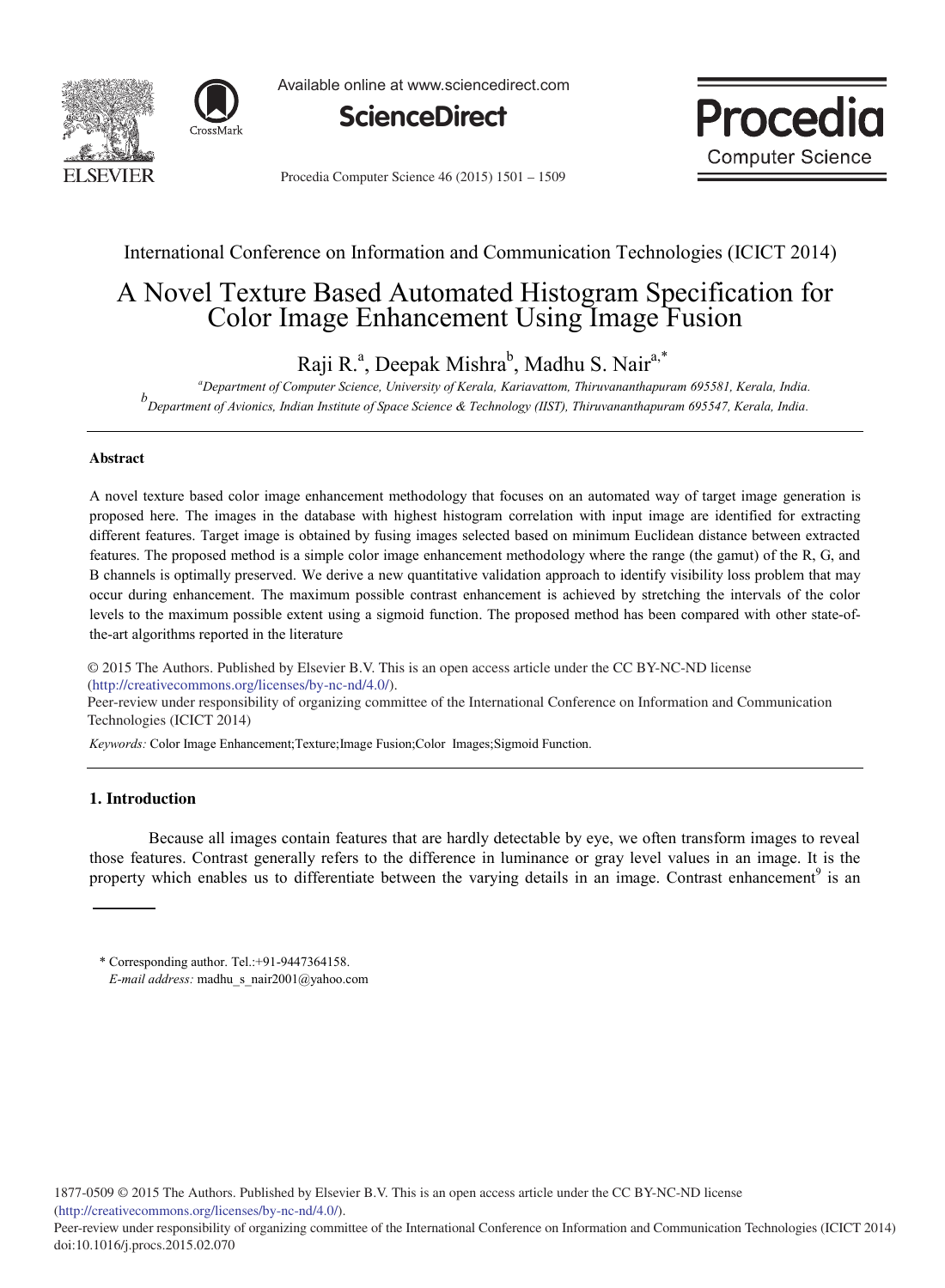International Conference on Information and Communication Technologies (ICICT 2014)

# A Novel Texture Based Automated Histogram Specification for Color Image Enhancement Using Image Fusion

Raji R.[a], Deepak Mishra[b], Madhu S. Nair[a,*]

[a]*Department of Computer Science, University of Kerala, Kariavattom, Thiruvananthapuram 695581, Kerala, India.*
[b]*Department of Avionics, Indian Institute of Space Science & Technology (IIST), Thiruvananthapuram 695547, Kerala, India.*

---

### Abstract

A novel texture based color image enhancement methodology that focuses on an automated way of target image generation is proposed here. The images in the database with highest histogram correlation with input image are identified for extracting different features. Target image is obtained by fusing images selected based on minimum Euclidean distance between extracted features. The proposed method is a simple color image enhancement methodology where the range (the gamut) of the R, G, and B channels is optimally preserved. We derive a new quantitative validation approach to identify visibility loss problem that may occur during enhancement. The maximum possible contrast enhancement is achieved by stretching the intervals of the color levels to the maximum possible extent using a sigmoid function. The proposed method has been compared with other state-of-the-art algorithms reported in the literature

© 2015 The Authors. Published by Elsevier B.V. This is an open access article under the CC BY-NC-ND license (http://creativecommons.org/licenses/by-nc-nd/4.0/).
Peer-review under responsibility of organizing committee of the International Conference on Information and Communication Technologies (ICICT 2014)

*Keywords:* Color Image Enhancement;Texture;Image Fusion;Color Images;Sigmoid Function.

---

## 1. Introduction

Because all images contain features that are hardly detectable by eye, we often transform images to reveal those features. Contrast generally refers to the difference in luminance or gray level values in an image. It is the property which enables us to differentiate between the varying details in an image. Contrast enhancement[9] is an

\* Corresponding author. Tel.:+91-9447364158.
*E-mail address:* madhu_s_nair2001@yahoo.com

1877-0509 © 2015 The Authors. Published by Elsevier B.V. This is an open access article under the CC BY-NC-ND license (http://creativecommons.org/licenses/by-nc-nd/4.0/).
Peer-review under responsibility of organizing committee of the International Conference on Information and Communication Technologies (ICICT 2014)
doi:10.1016/j.procs.2015.02.070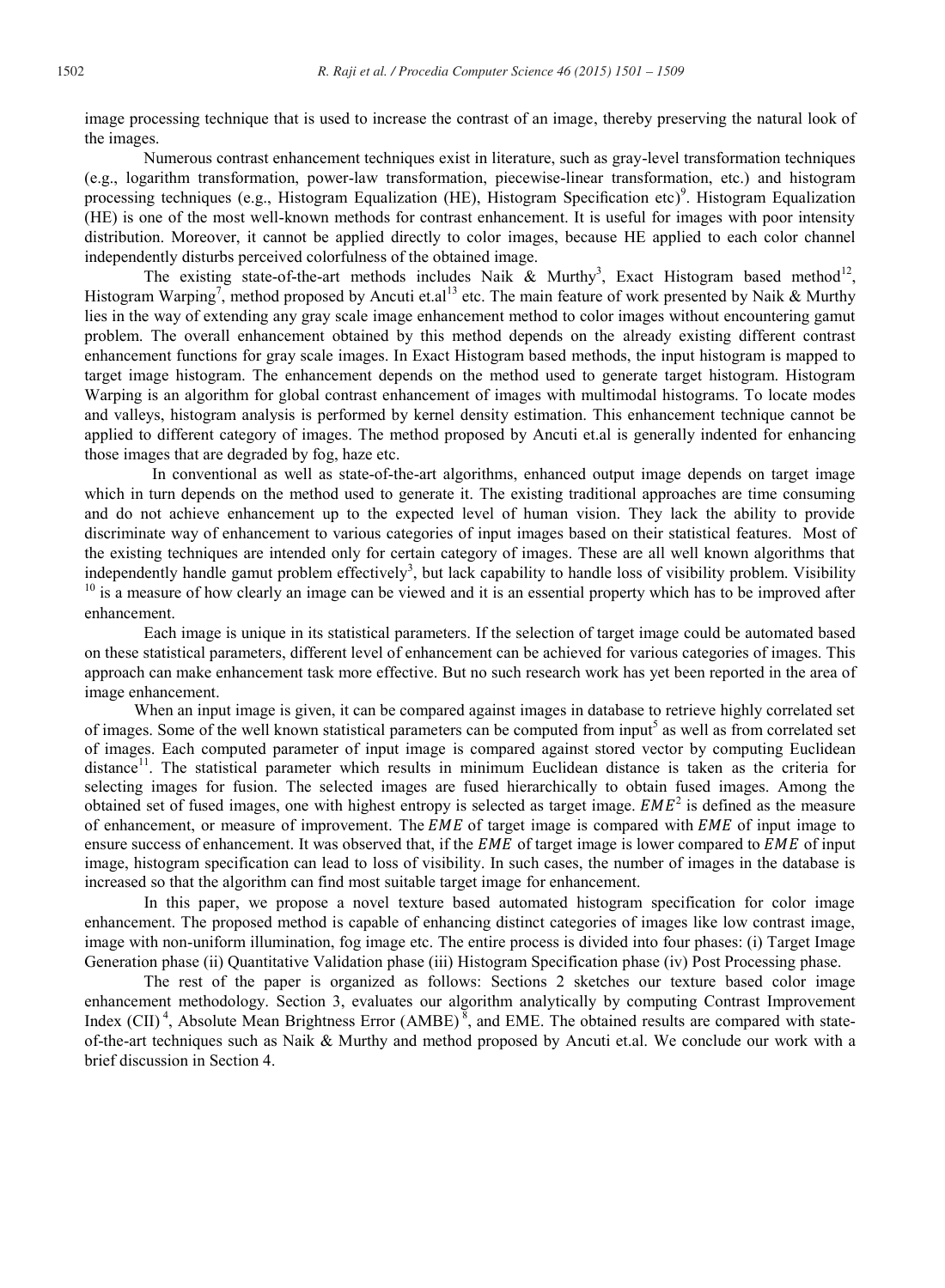image processing technique that is used to increase the contrast of an image, thereby preserving the natural look of the images.

Numerous contrast enhancement techniques exist in literature, such as gray-level transformation techniques (e.g., logarithm transformation, power-law transformation, piecewise-linear transformation, etc.) and histogram processing techniques (e.g., Histogram Equalization (HE), Histogram Specification etc)[9]. Histogram Equalization (HE) is one of the most well-known methods for contrast enhancement. It is useful for images with poor intensity distribution. Moreover, it cannot be applied directly to color images, because HE applied to each color channel independently disturbs perceived colorfulness of the obtained image.

The existing state-of-the-art methods includes Naik & Murthy[3], Exact Histogram based method[12], Histogram Warping[7], method proposed by Ancuti et.al[13] etc. The main feature of work presented by Naik & Murthy lies in the way of extending any gray scale image enhancement method to color images without encountering gamut problem. The overall enhancement obtained by this method depends on the already existing different contrast enhancement functions for gray scale images. In Exact Histogram based methods, the input histogram is mapped to target image histogram. The enhancement depends on the method used to generate target histogram. Histogram Warping is an algorithm for global contrast enhancement of images with multimodal histograms. To locate modes and valleys, histogram analysis is performed by kernel density estimation. This enhancement technique cannot be applied to different category of images. The method proposed by Ancuti et.al is generally indented for enhancing those images that are degraded by fog, haze etc.

In conventional as well as state-of-the-art algorithms, enhanced output image depends on target image which in turn depends on the method used to generate it. The existing traditional approaches are time consuming and do not achieve enhancement up to the expected level of human vision. They lack the ability to provide discriminate way of enhancement to various categories of input images based on their statistical features. Most of the existing techniques are intended only for certain category of images. These are all well known algorithms that independently handle gamut problem effectively[3], but lack capability to handle loss of visibility problem. Visibility [10] is a measure of how clearly an image can be viewed and it is an essential property which has to be improved after enhancement.

Each image is unique in its statistical parameters. If the selection of target image could be automated based on these statistical parameters, different level of enhancement can be achieved for various categories of images. This approach can make enhancement task more effective. But no such research work has yet been reported in the area of image enhancement.

When an input image is given, it can be compared against images in database to retrieve highly correlated set of images. Some of the well known statistical parameters can be computed from input[5] as well as from correlated set of images. Each computed parameter of input image is compared against stored vector by computing Euclidean distance[11]. The statistical parameter which results in minimum Euclidean distance is taken as the criteria for selecting images for fusion. The selected images are fused hierarchically to obtain fused images. Among the obtained set of fused images, one with highest entropy is selected as target image. $EME$[2] is defined as the measure of enhancement, or measure of improvement. The $EME$ of target image is compared with $EME$ of input image to ensure success of enhancement. It was observed that, if the $EME$ of target image is lower compared to $EME$ of input image, histogram specification can lead to loss of visibility. In such cases, the number of images in the database is increased so that the algorithm can find most suitable target image for enhancement.

In this paper, we propose a novel texture based automated histogram specification for color image enhancement. The proposed method is capable of enhancing distinct categories of images like low contrast image, image with non-uniform illumination, fog image etc. The entire process is divided into four phases: (i) Target Image Generation phase (ii) Quantitative Validation phase (iii) Histogram Specification phase (iv) Post Processing phase.

The rest of the paper is organized as follows: Sections 2 sketches our texture based color image enhancement methodology. Section 3, evaluates our algorithm analytically by computing Contrast Improvement Index (CII) [4], Absolute Mean Brightness Error (AMBE) [8], and EME. The obtained results are compared with state-of-the-art techniques such as Naik & Murthy and method proposed by Ancuti et.al. We conclude our work with a brief discussion in Section 4.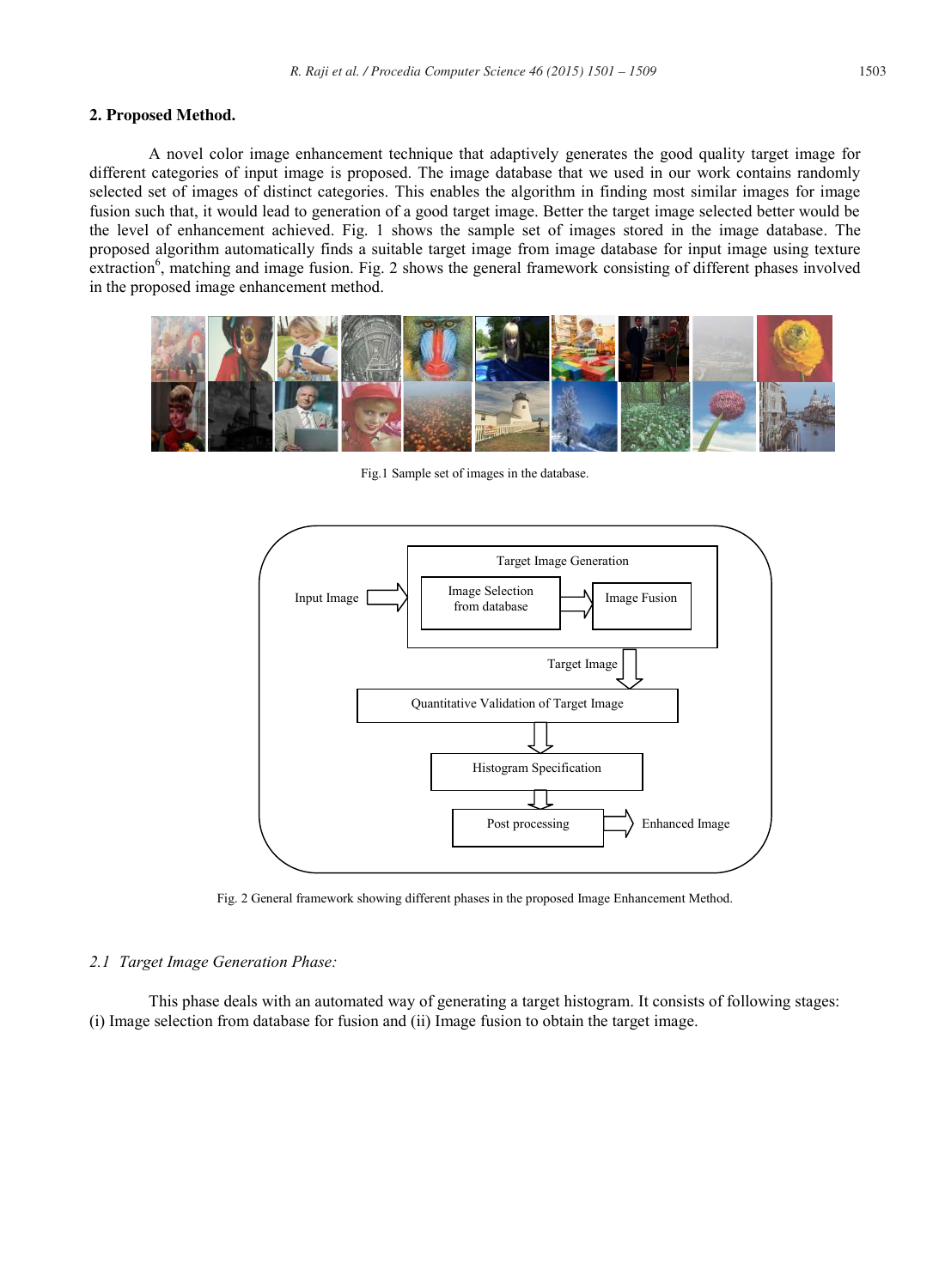## 2. Proposed Method.

A novel color image enhancement technique that adaptively generates the good quality target image for different categories of input image is proposed. The image database that we used in our work contains randomly selected set of images of distinct categories. This enables the algorithm in finding most similar images for image fusion such that, it would lead to generation of a good target image. Better the target image selected better would be the level of enhancement achieved. Fig. 1 shows the sample set of images stored in the image database. The proposed algorithm automatically finds a suitable target image from image database for input image using texture extraction[6], matching and image fusion. Fig. 2 shows the general framework consisting of different phases involved in the proposed image enhancement method.

Fig.1 Sample set of images in the database.

Fig. 2 General framework showing different phases in the proposed Image Enhancement Method.

### *2.1 Target Image Generation Phase:*

This phase deals with an automated way of generating a target histogram. It consists of following stages: (i) Image selection from database for fusion and (ii) Image fusion to obtain the target image.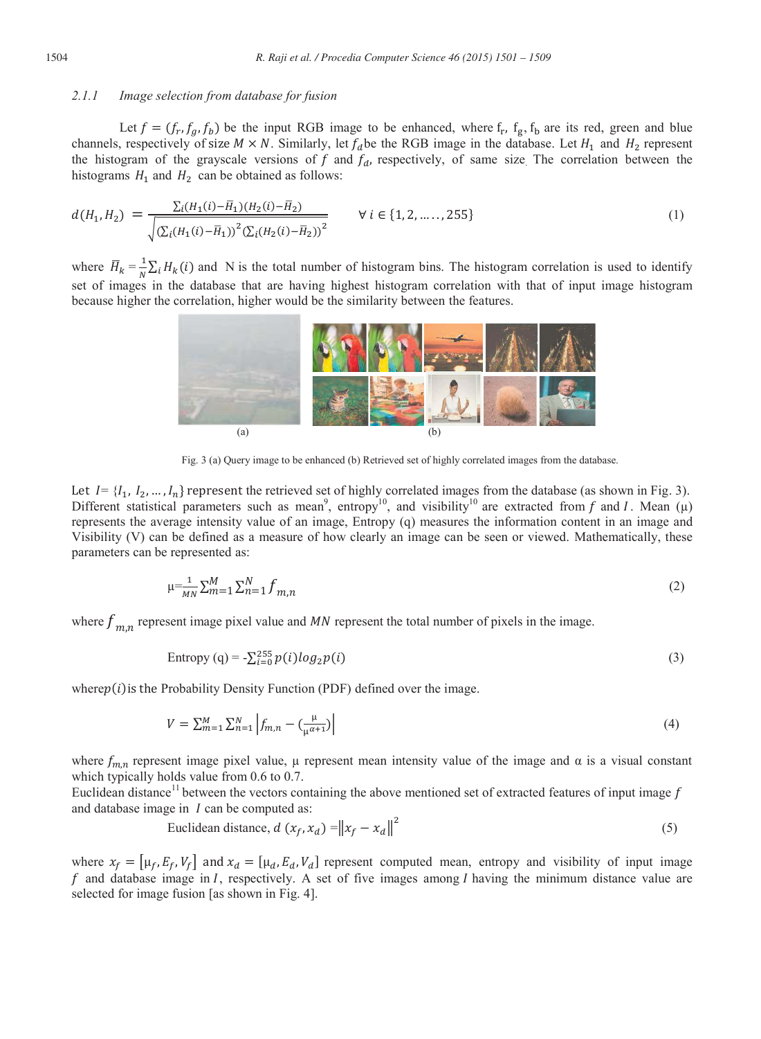### 2.1.1 Image selection from database for fusion

Let $f = (f_r, f_g, f_b)$ be the input RGB image to be enhanced, where $f_r$, $f_g$, $f_b$ are its red, green and blue channels, respectively of size $M \times N$. Similarly, let $f_d$ be the RGB image in the database. Let $H_1$ and $H_2$ represent the histogram of the grayscale versions of $f$ and $f_d$, respectively, of same size. The correlation between the histograms $H_1$ and $H_2$ can be obtained as follows:

$$d(H_1, H_2) = \frac{\sum_i (H_1(i) - \bar{H}_1)(H_2(i) - \bar{H}_2)}{\sqrt{(\sum_i (H_1(i) - \bar{H}_1))^2 (\sum_i (H_2(i) - \bar{H}_2))^2}} \qquad \forall\, i \in \{1, 2, \ldots\ldots, 255\} \tag{1}$$

where $\bar{H}_k = \frac{1}{N} \sum_i H_k(i)$ and N is the total number of histogram bins. The histogram correlation is used to identify set of images in the database that are having highest histogram correlation with that of input image histogram because higher the correlation, higher would be the similarity between the features.

Fig. 3 (a) Query image to be enhanced (b) Retrieved set of highly correlated images from the database.

Let $I = \{I_1, I_2, \ldots, I_n\}$ represent the retrieved set of highly correlated images from the database (as shown in Fig. 3). Different statistical parameters such as mean[9], entropy[10], and visibility[10] are extracted from $f$ and $I$. Mean (μ) represents the average intensity value of an image, Entropy (q) measures the information content in an image and Visibility (V) can be defined as a measure of how clearly an image can be seen or viewed. Mathematically, these parameters can be represented as:

$$\mu = \frac{1}{MN} \sum_{m=1}^{M} \sum_{n=1}^{N} f_{m,n} \tag{2}$$

where $f_{m,n}$ represent image pixel value and $MN$ represent the total number of pixels in the image.

$$\text{Entropy (q)} = -\sum_{i=0}^{255} p(i) \log_2 p(i) \tag{3}$$

where $p(i)$ is the Probability Density Function (PDF) defined over the image.

$$V = \sum_{m=1}^{M} \sum_{n=1}^{N} \left| f_{m,n} - \left(\frac{\mu}{\mu^{\alpha+1}}\right) \right| \tag{4}$$

where $f_{m,n}$ represent image pixel value, μ represent mean intensity value of the image and α is a visual constant which typically holds value from 0.6 to 0.7.

Euclidean distance[11] between the vectors containing the above mentioned set of extracted features of input image $f$ and database image in $I$ can be computed as:

$$\text{Euclidean distance, } d\,(x_f, x_d) = \|x_f - x_d\|^2 \tag{5}$$

where $x_f = [\mu_f, E_f, V_f]$ and $x_d = [\mu_d, E_d, V_d]$ represent computed mean, entropy and visibility of input image $f$ and database image in $I$, respectively. A set of five images among $I$ having the minimum distance value are selected for image fusion [as shown in Fig. 4].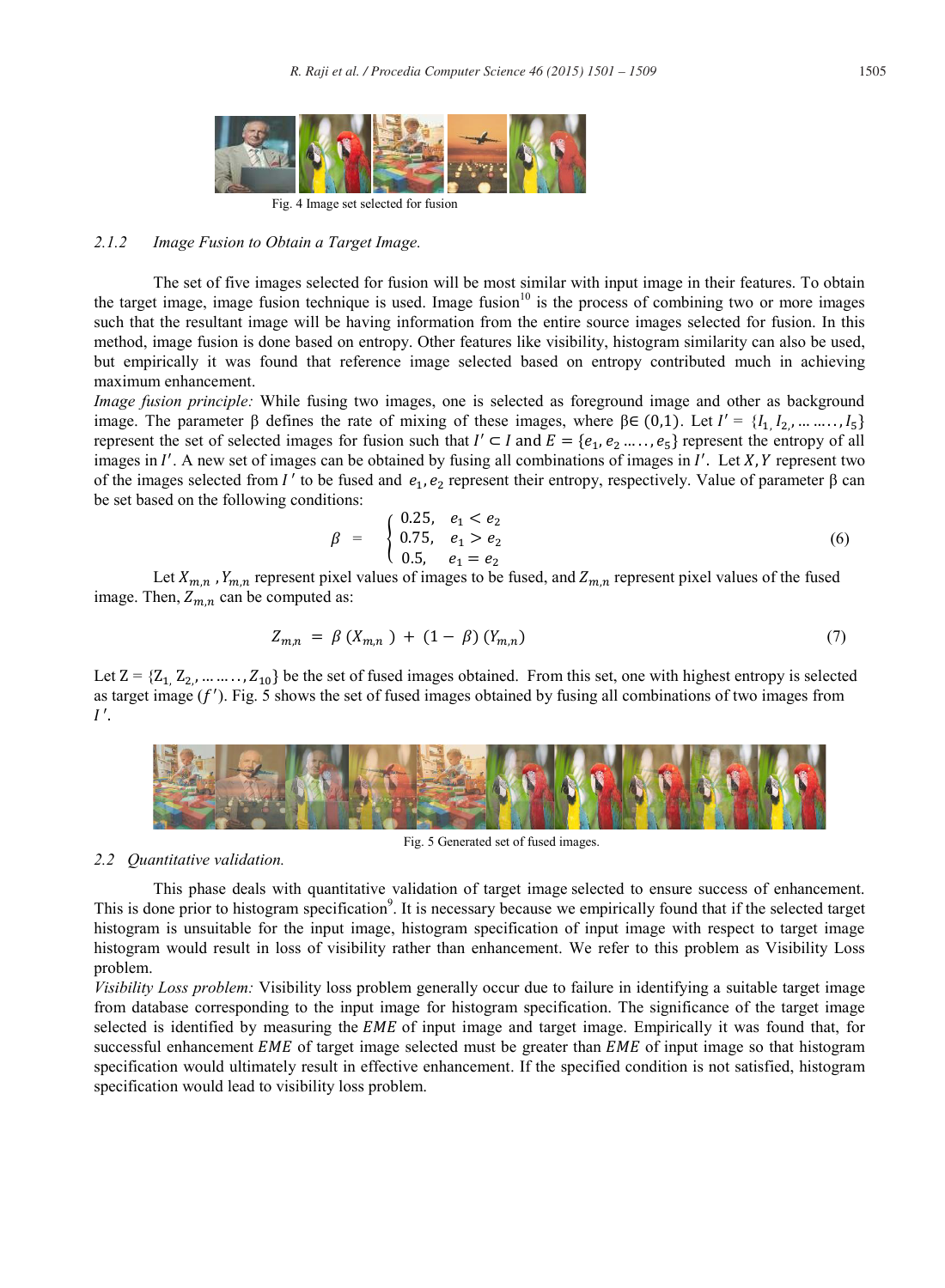Fig. 4 Image set selected for fusion

### 2.1.2 Image Fusion to Obtain a Target Image.

The set of five images selected for fusion will be most similar with input image in their features. To obtain the target image, image fusion technique is used. Image fusion[10] is the process of combining two or more images such that the resultant image will be having information from the entire source images selected for fusion. In this method, image fusion is done based on entropy. Other features like visibility, histogram similarity can also be used, but empirically it was found that reference image selected based on entropy contributed much in achieving maximum enhancement.

*Image fusion principle:* While fusing two images, one is selected as foreground image and other as background image. The parameter β defines the rate of mixing of these images, where $\beta \in (0,1)$. Let $I' = \{I_1, I_2, \ldots\ldots, I_5\}$ represent the set of selected images for fusion such that $I' \subset I$ and $E = \{e_1, e_2 \ldots\ldots, e_5\}$ represent the entropy of all images in $I'$. A new set of images can be obtained by fusing all combinations of images in $I'$. Let $X, Y$ represent two of the images selected from $I'$ to be fused and $e_1, e_2$ represent their entropy, respectively. Value of parameter β can be set based on the following conditions:

$$\beta = \begin{cases} 0.25, & e_1 < e_2 \\ 0.75, & e_1 > e_2 \\ 0.5, & e_1 = e_2 \end{cases} \tag{6}$$

Let $X_{m,n}$, $Y_{m,n}$ represent pixel values of images to be fused, and $Z_{m,n}$ represent pixel values of the fused image. Then, $Z_{m,n}$ can be computed as:

$$Z_{m,n} = \beta\,(X_{m,n}) + (1 - \beta)\,(Y_{m,n}) \tag{7}$$

Let $Z = \{Z_1, Z_2, \ldots\ldots, Z_{10}\}$ be the set of fused images obtained. From this set, one with highest entropy is selected as target image ($f'$). Fig. 5 shows the set of fused images obtained by fusing all combinations of two images from $I'$.

Fig. 5 Generated set of fused images.

## 2.2 Quantitative validation.

This phase deals with quantitative validation of target image selected to ensure success of enhancement. This is done prior to histogram specification[9]. It is necessary because we empirically found that if the selected target histogram is unsuitable for the input image, histogram specification of input image with respect to target image histogram would result in loss of visibility rather than enhancement. We refer to this problem as Visibility Loss problem.

*Visibility Loss problem:* Visibility loss problem generally occur due to failure in identifying a suitable target image from database corresponding to the input image for histogram specification. The significance of the target image selected is identified by measuring the $EME$ of input image and target image. Empirically it was found that, for successful enhancement $EME$ of target image selected must be greater than $EME$ of input image so that histogram specification would ultimately result in effective enhancement. If the specified condition is not satisfied, histogram specification would lead to visibility loss problem.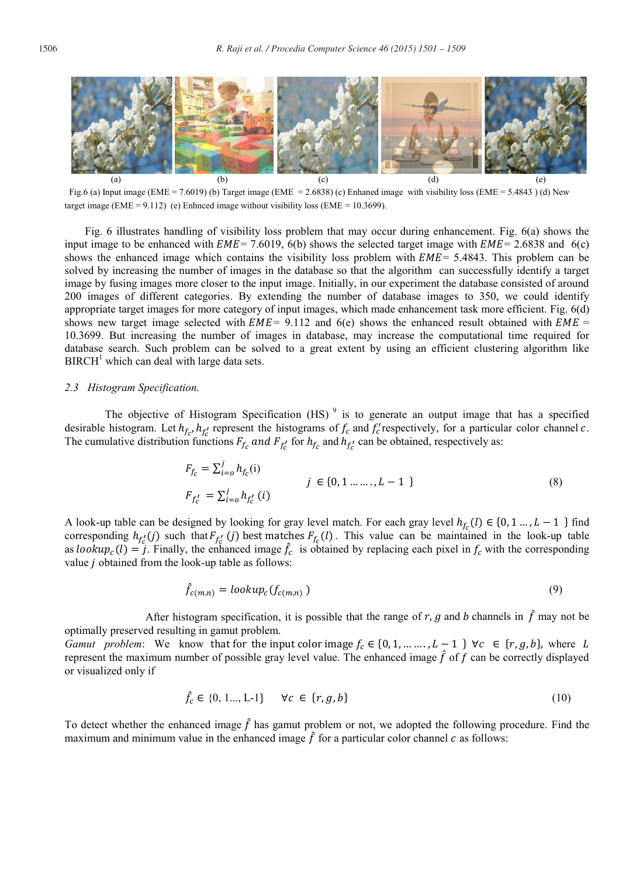(a) (b) (c) (d) (e)

Fig.6 (a) Input image (EME = 7.6019) (b) Target image (EME = 2.6838) (c) Enhaned image with visibility loss (EME = 5.4843 ) (d) New target image (EME = 9.112) (e) Enhnced image without visibility loss (EME = 10.3699).

Fig. 6 illustrates handling of visibility loss problem that may occur during enhancement. Fig. 6(a) shows the input image to be enhanced with $EME$= 7.6019, 6(b) shows the selected target image with $EME$= 2.6838 and 6(c) shows the enhanced image which contains the visibility loss problem with $EME$= 5.4843. This problem can be solved by increasing the number of images in the database so that the algorithm can successfully identify a target image by fusing images more closer to the input image. Initially, in our experiment the database consisted of around 200 images of different categories. By extending the number of database images to 350, we could identify appropriate target images for more category of input images, which made enhancement task more efficient. Fig. 6(d) shows new target image selected with $EME$= 9.112 and 6(e) shows the enhanced result obtained with $EME$ = 10.3699. But increasing the number of images in database, may increase the computational time required for database search. Such problem can be solved to a great extent by using an efficient clustering algorithm like BIRCH[1] which can deal with large data sets.

### *2.3 Histogram Specification.*

The objective of Histogram Specification (HS) [9] is to generate an output image that has a specified desirable histogram. Let $h_{f_c}, h_{f_c'}$ represent the histograms of $f_c$ and $f_c'$ respectively, for a particular color channel $c$. The cumulative distribution functions $F_{f_c}$ *and* $F_{f_c'}$ for $h_{f_c}$ and $h_{f_c'}$ can be obtained, respectively as:

$$F_{f_c} = \sum_{i=o}^{j} h_{f_c}(\text{i}) \qquad j \in \{0, 1 \ldots\ldots, L-1\}$$
$$F_{f_c'} = \sum_{i=o}^{j} h_{f_c'}(i) \tag{8}$$

A look-up table can be designed by looking for gray level match. For each gray level $h_{f_c}(l) \in \{0, 1 \ldots, L-1\}$ find corresponding $h_{f_c'}(j)$ such that $F_{f_c'}(j)$ best matches $F_{f_c}(l)$. This value can be maintained in the look-up table as $lookup_c(l) = j$. Finally, the enhanced image $\hat{f}_c$ is obtained by replacing each pixel in $f_c$ with the corresponding value $j$ obtained from the look-up table as follows:

$$\hat{f}_{c(m,n)} = lookup_c(f_{c(m,n)}) \tag{9}$$

After histogram specification, it is possible that the range of $r, g$ and $b$ channels in $\hat{f}$ may not be optimally preserved resulting in gamut problem.

*Gamut problem*: We know that for the input color image $f_c \in \{0, 1, \ldots\ldots, L-1\}$ $\forall c \in \{r, g, b\}$, where $L$ represent the maximum number of possible gray level value. The enhanced image $\hat{f}$ of $f$ can be correctly displayed or visualized only if

$$\hat{f}_c \in \{0, 1..., \text{L-1}\} \quad \forall c \in \{r, g, b\} \tag{10}$$

To detect whether the enhanced image $\hat{f}$ has gamut problem or not, we adopted the following procedure. Find the maximum and minimum value in the enhanced image $\hat{f}$ for a particular color channel $c$ as follows: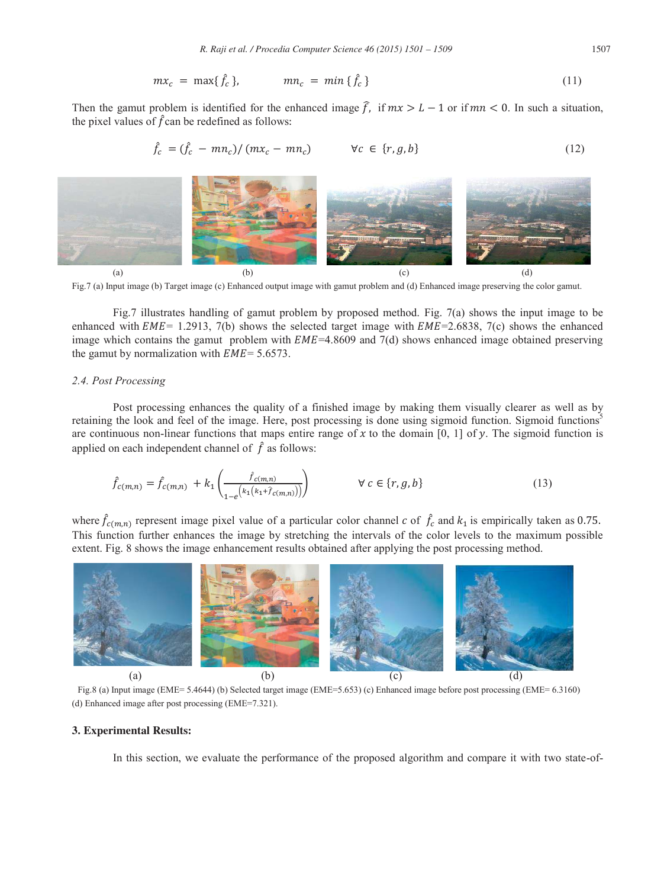$$mx_c = \max\{\hat{f}_c\}, \qquad mn_c = \min\{\hat{f}_c\} \tag{11}$$

Then the gamut problem is identified for the enhanced image $\hat{f}$, if $mx > L - 1$ or if $mn < 0$. In such a situation, the pixel values of $\hat{f}$ can be redefined as follows:

$$\hat{f}_c = (\hat{f}_c - mn_c)/(mx_c - mn_c) \qquad \forall c \in \{r, g, b\} \tag{12}$$

Fig.7 (a) Input image (b) Target image (c) Enhanced output image with gamut problem and (d) Enhanced image preserving the color gamut.

Fig.7 illustrates handling of gamut problem by proposed method. Fig. 7(a) shows the input image to be enhanced with $EME$= 1.2913, 7(b) shows the selected target image with $EME$=2.6838, 7(c) shows the enhanced image which contains the gamut problem with $EME$=4.8609 and 7(d) shows enhanced image obtained preserving the gamut by normalization with $EME$= 5.6573.

### 2.4. Post Processing

Post processing enhances the quality of a finished image by making them visually clearer as well as by retaining the look and feel of the image. Here, post processing is done using sigmoid function. Sigmoid functions[5] are continuous non-linear functions that maps entire range of $x$ to the domain [0, 1] of $y$. The sigmoid function is applied on each independent channel of $\hat{f}$ as follows:

$$\hat{f}_{c(m,n)} = \hat{f}_{c(m,n)} + k_1\left(\frac{\hat{f}_{c(m,n)}}{1-e^{\left(k_1\left(k_1+\hat{f}_{c(m,n)}\right)\right)}}\right) \qquad \forall c \in \{r, g, b\} \tag{13}$$

where $\hat{f}_{c(m,n)}$ represent image pixel value of a particular color channel $c$ of $\hat{f}_c$ and $k_1$ is empirically taken as 0.75. This function further enhances the image by stretching the intervals of the color levels to the maximum possible extent. Fig. 8 shows the image enhancement results obtained after applying the post processing method.

Fig.8 (a) Input image (EME= 5.4644) (b) Selected target image (EME=5.653) (c) Enhanced image before post processing (EME= 6.3160) (d) Enhanced image after post processing (EME=7.321).

## 3. Experimental Results:

In this section, we evaluate the performance of the proposed algorithm and compare it with two state-of-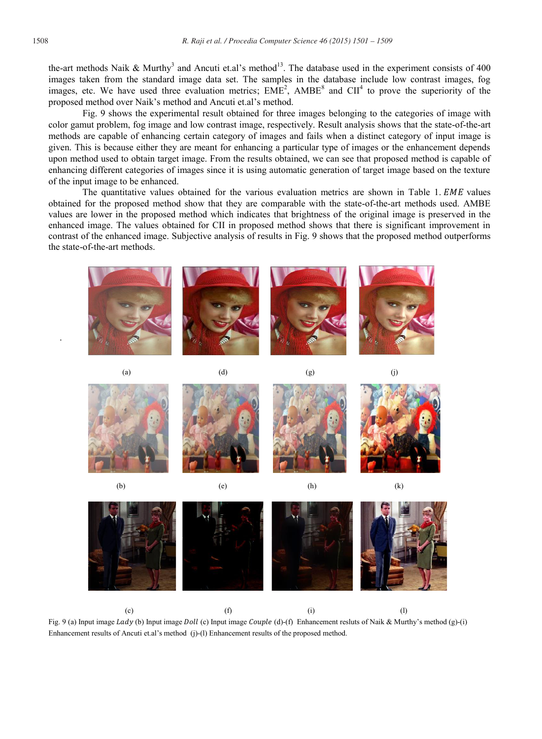the-art methods Naik & Murthy[3] and Ancuti et.al's method[13]. The database used in the experiment consists of 400 images taken from the standard image data set. The samples in the database include low contrast images, fog images, etc. We have used three evaluation metrics; EME[2], AMBE[8] and CII[4] to prove the superiority of the proposed method over Naik's method and Ancuti et.al's method.

Fig. 9 shows the experimental result obtained for three images belonging to the categories of image with color gamut problem, fog image and low contrast image, respectively. Result analysis shows that the state-of-the-art methods are capable of enhancing certain category of images and fails when a distinct category of input image is given. This is because either they are meant for enhancing a particular type of images or the enhancement depends upon method used to obtain target image. From the results obtained, we can see that proposed method is capable of enhancing different categories of images since it is using automatic generation of target image based on the texture of the input image to be enhanced.

The quantitative values obtained for the various evaluation metrics are shown in Table 1. $EME$ values obtained for the proposed method show that they are comparable with the state-of-the-art methods used. AMBE values are lower in the proposed method which indicates that brightness of the original image is preserved in the enhanced image. The values obtained for CII in proposed method shows that there is significant improvement in contrast of the enhanced image. Subjective analysis of results in Fig. 9 shows that the proposed method outperforms the state-of-the-art methods.

(a) (d) (g) (j)

(b) (e) (h) (k)

(c) (f) (i) (l)

Fig. 9 (a) Input image $Lady$ (b) Input image $Doll$ (c) Input image $Couple$ (d)-(f) Enhancement resluts of Naik & Murthy's method (g)-(i) Enhancement results of Ancuti et.al's method (j)-(l) Enhancement results of the proposed method.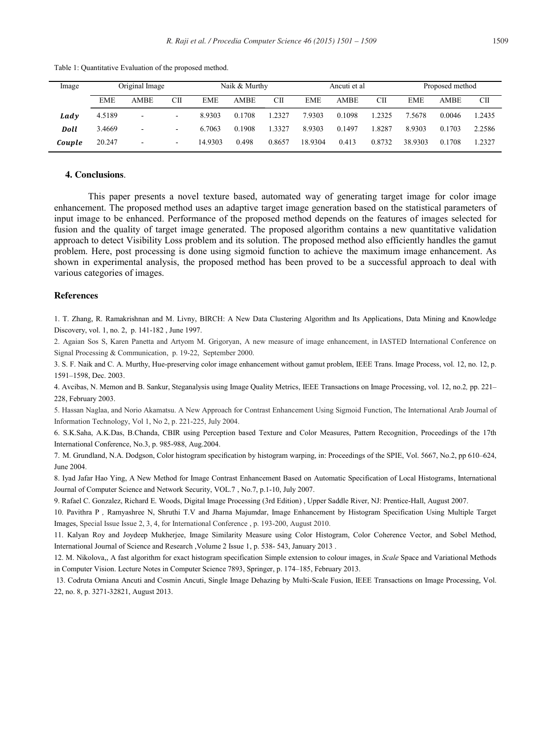Table 1: Quantitative Evaluation of the proposed method.

| Image | Original Image | | | Naik & Murthy | | | Ancuti et al | | | Proposed method | | |
|---|---|---|---|---|---|---|---|---|---|---|---|---|
| | EME | AMBE | CII | EME | AMBE | CII | EME | AMBE | CII | EME | AMBE | CII |
| *Lady* | 4.5189 | - | - | 8.9303 | 0.1708 | 1.2327 | 7.9303 | 0.1098 | 1.2325 | 7.5678 | 0.0046 | 1.2435 |
| *Doll* | 3.4669 | - | - | 6.7063 | 0.1908 | 1.3327 | 8.9303 | 0.1497 | 1.8287 | 8.9303 | 0.1703 | 2.2586 |
| *Couple* | 20.247 | - | - | 14.9303 | 0.498 | 0.8657 | 18.9304 | 0.413 | 0.8732 | 38.9303 | 0.1708 | 1.2327 |

## 4. Conclusions.

This paper presents a novel texture based, automated way of generating target image for color image enhancement. The proposed method uses an adaptive target image generation based on the statistical parameters of input image to be enhanced. Performance of the proposed method depends on the features of images selected for fusion and the quality of target image generated. The proposed algorithm contains a new quantitative validation approach to detect Visibility Loss problem and its solution. The proposed method also efficiently handles the gamut problem. Here, post processing is done using sigmoid function to achieve the maximum image enhancement. As shown in experimental analysis, the proposed method has been proved to be a successful approach to deal with various categories of images.

## References

1. T. Zhang, R. Ramakrishnan and M. Livny, BIRCH: A New Data Clustering Algorithm and Its Applications, Data Mining and Knowledge Discovery, vol. 1, no. 2, p. 141-182 , June 1997.
2. Agaian Sos S, Karen Panetta and Artyom M. Grigoryan, A new measure of image enhancement, in IASTED International Conference on Signal Processing & Communication, p. 19-22, September 2000.
3. S. F. Naik and C. A. Murthy, Hue-preserving color image enhancement without gamut problem, IEEE Trans. Image Process, vol. 12, no. 12, p. 1591–1598, Dec. 2003.
4. Avcibas, N. Memon and B. Sankur, Steganalysis using Image Quality Metrics, IEEE Transactions on Image Processing, vol. 12, no.2, pp. 221–228, February 2003.
5. Hassan Naglaa, and Norio Akamatsu. A New Approach for Contrast Enhancement Using Sigmoid Function, The International Arab Journal of Information Technology, Vol 1, No 2, p. 221-225, July 2004.
6. S.K.Saha, A.K.Das, B.Chanda, CBIR using Perception based Texture and Color Measures, Pattern Recognition, Proceedings of the 17th International Conference, No.3, p. 985-988, Aug.2004.
7. M. Grundland, N.A. Dodgson, Color histogram specification by histogram warping, in: Proceedings of the SPIE, Vol. 5667, No.2, pp 610–624, June 2004.
8. Iyad Jafar Hao Ying, A New Method for Image Contrast Enhancement Based on Automatic Specification of Local Histograms, International Journal of Computer Science and Network Security, VOL.7 , No.7, p.1-10, July 2007.
9. Rafael C. Gonzalez, Richard E. Woods, Digital Image Processing (3rd Edition) , Upper Saddle River, NJ: Prentice-Hall, August 2007.
10. Pavithra P , Ramyashree N, Shruthi T.V and Jharna Majumdar, Image Enhancement by Histogram Specification Using Multiple Target Images, Special Issue Issue 2, 3, 4, for International Conference , p. 193-200, August 2010.
11. Kalyan Roy and Joydeep Mukherjee, Image Similarity Measure using Color Histogram, Color Coherence Vector, and Sobel Method, International Journal of Science and Research ,Volume 2 Issue 1, p. 538- 543, January 2013 .
12. M. Nikolova,, A fast algorithm for exact histogram specification Simple extension to colour images, in *Scale* Space and Variational Methods in Computer Vision. Lecture Notes in Computer Science 7893, Springer, p. 174–185, February 2013.
13. Codruta Orniana Ancuti and Cosmin Ancuti, Single Image Dehazing by Multi-Scale Fusion, IEEE Transactions on Image Processing, Vol. 22, no. 8, p. 3271-32821, August 2013.